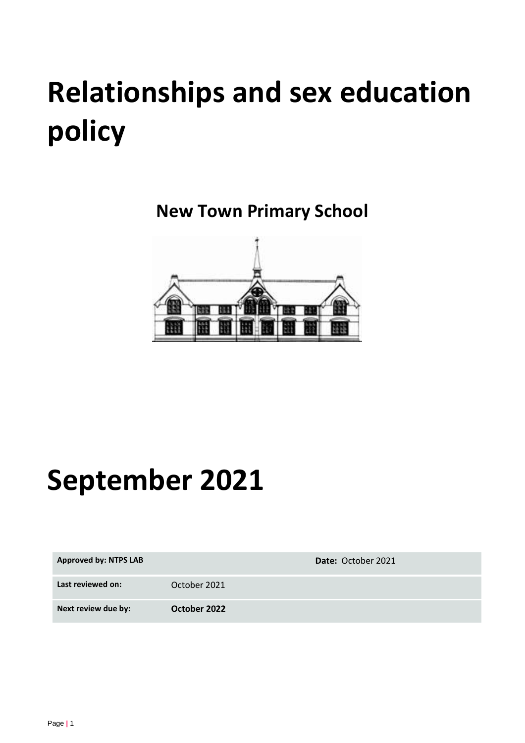# Relationships and sex education policy

## New Town Primary School

# September 2021

| Approved by: NTPS LAB | | Date: October 2021 |
|---|---|---|
| Last reviewed on: | October 2021 | |
| Next review due by: | **October 2022** | |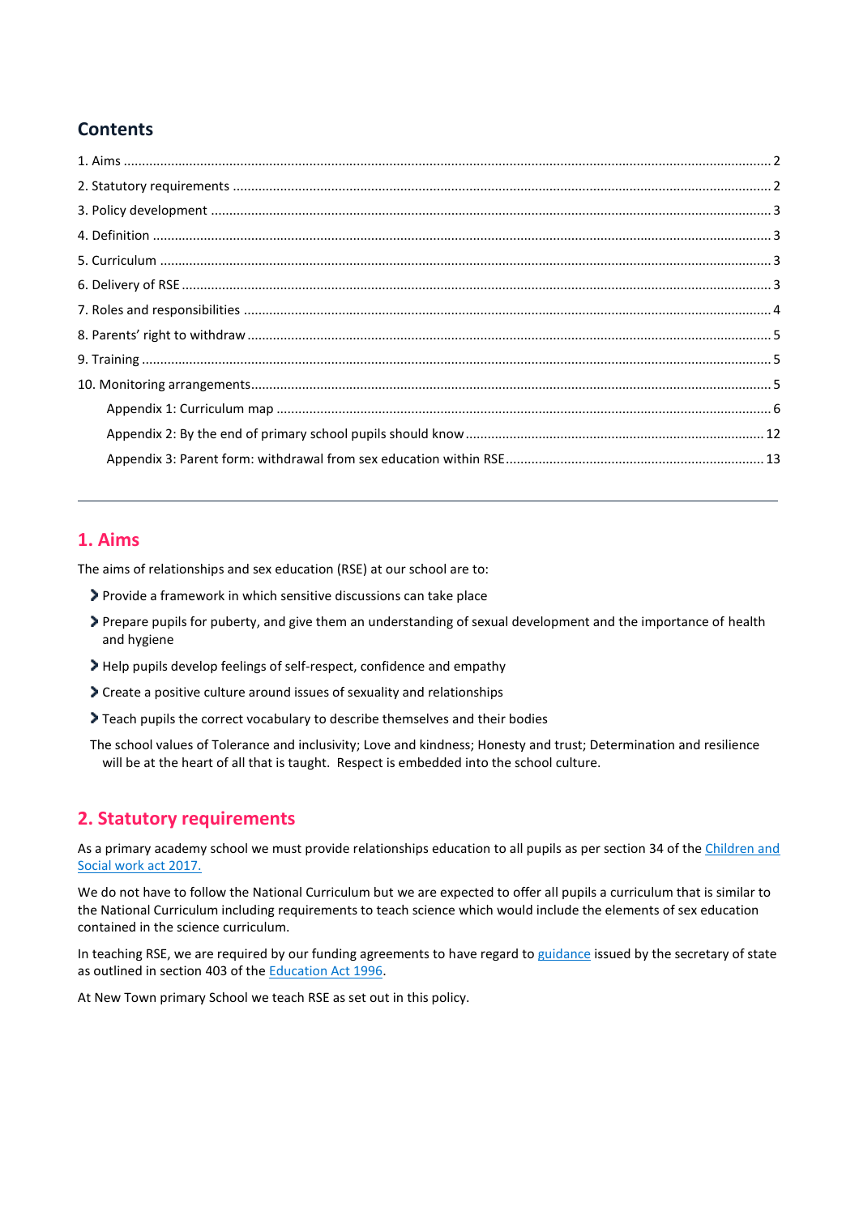## Contents

1. Aims ........ 2
2. Statutory requirements ........ 2
3. Policy development ........ 3
4. Definition ........ 3
5. Curriculum ........ 3
6. Delivery of RSE ........ 3
7. Roles and responsibilities ........ 4
8. Parents' right to withdraw ........ 5
9. Training ........ 5
10. Monitoring arrangements ........ 5

    Appendix 1: Curriculum map ........ 6

    Appendix 2: By the end of primary school pupils should know ........ 12

    Appendix 3: Parent form: withdrawal from sex education within RSE ........ 13

---

## 1. Aims

The aims of relationships and sex education (RSE) at our school are to:

- Provide a framework in which sensitive discussions can take place
- Prepare pupils for puberty, and give them an understanding of sexual development and the importance of health and hygiene
- Help pupils develop feelings of self-respect, confidence and empathy
- Create a positive culture around issues of sexuality and relationships
- Teach pupils the correct vocabulary to describe themselves and their bodies

The school values of Tolerance and inclusivity; Love and kindness; Honesty and trust; Determination and resilience will be at the heart of all that is taught. Respect is embedded into the school culture.

## 2. Statutory requirements

As a primary academy school we must provide relationships education to all pupils as per section 34 of the Children and Social work act 2017.

We do not have to follow the National Curriculum but we are expected to offer all pupils a curriculum that is similar to the National Curriculum including requirements to teach science which would include the elements of sex education contained in the science curriculum.

In teaching RSE, we are required by our funding agreements to have regard to guidance issued by the secretary of state as outlined in section 403 of the Education Act 1996.

At New Town primary School we teach RSE as set out in this policy.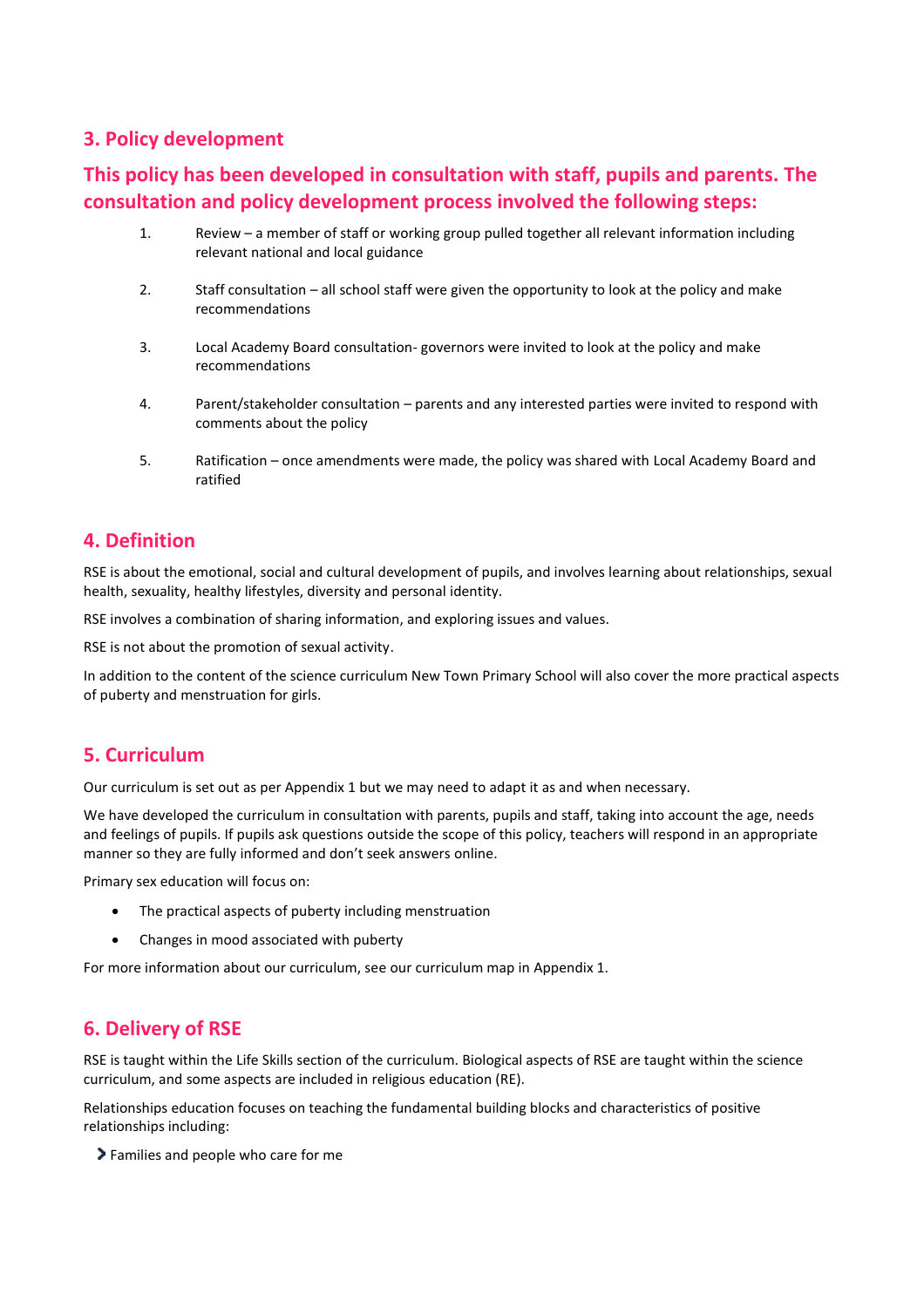## 3. Policy development

## This policy has been developed in consultation with staff, pupils and parents. The consultation and policy development process involved the following steps:

1. Review – a member of staff or working group pulled together all relevant information including relevant national and local guidance

2. Staff consultation – all school staff were given the opportunity to look at the policy and make recommendations

3. Local Academy Board consultation- governors were invited to look at the policy and make recommendations

4. Parent/stakeholder consultation – parents and any interested parties were invited to respond with comments about the policy

5. Ratification – once amendments were made, the policy was shared with Local Academy Board and ratified

## 4. Definition

RSE is about the emotional, social and cultural development of pupils, and involves learning about relationships, sexual health, sexuality, healthy lifestyles, diversity and personal identity.

RSE involves a combination of sharing information, and exploring issues and values.

RSE is not about the promotion of sexual activity.

In addition to the content of the science curriculum New Town Primary School will also cover the more practical aspects of puberty and menstruation for girls.

## 5. Curriculum

Our curriculum is set out as per Appendix 1 but we may need to adapt it as and when necessary.

We have developed the curriculum in consultation with parents, pupils and staff, taking into account the age, needs and feelings of pupils. If pupils ask questions outside the scope of this policy, teachers will respond in an appropriate manner so they are fully informed and don't seek answers online.

Primary sex education will focus on:

- The practical aspects of puberty including menstruation
- Changes in mood associated with puberty

For more information about our curriculum, see our curriculum map in Appendix 1.

## 6. Delivery of RSE

RSE is taught within the Life Skills section of the curriculum. Biological aspects of RSE are taught within the science curriculum, and some aspects are included in religious education (RE).

Relationships education focuses on teaching the fundamental building blocks and characteristics of positive relationships including:

- Families and people who care for me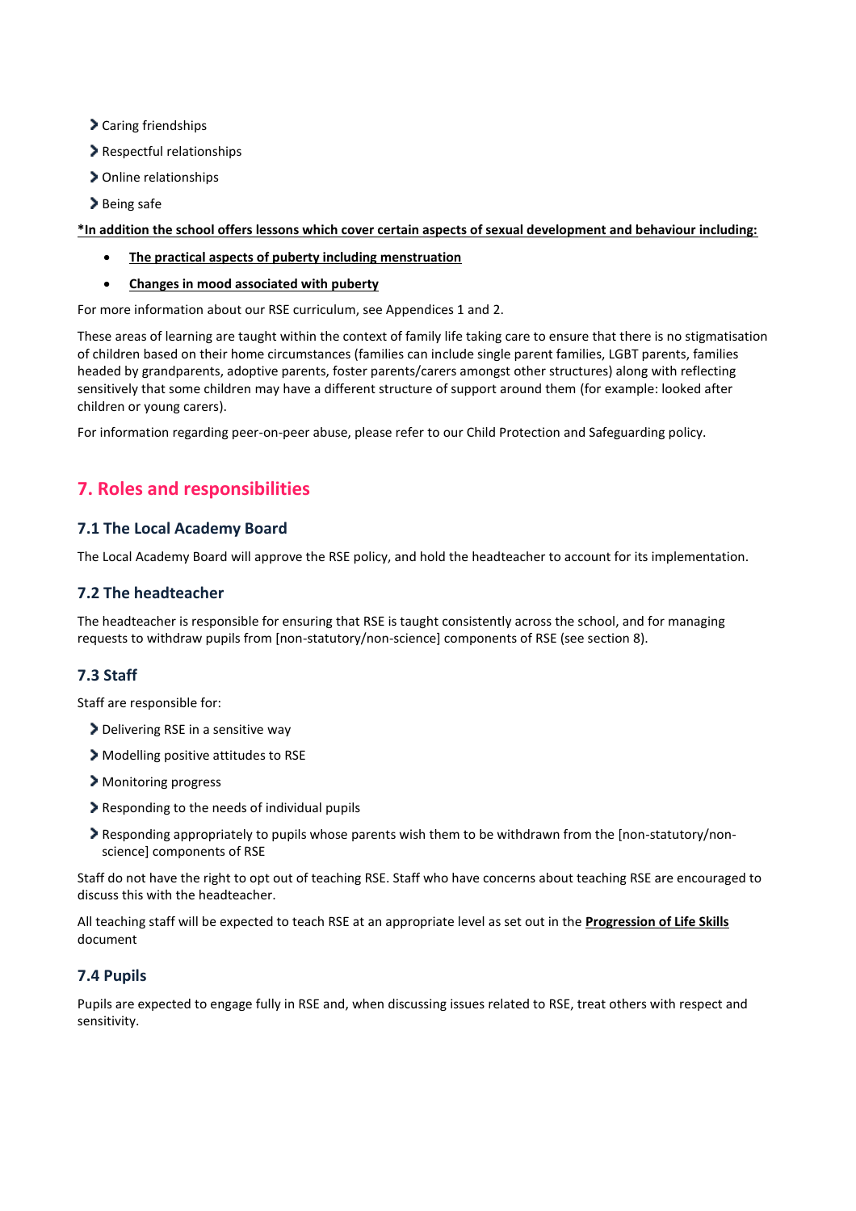- Caring friendships
- Respectful relationships
- Online relationships
- Being safe

**\*In addition the school offers lessons which cover certain aspects of sexual development and behaviour including:**

- **The practical aspects of puberty including menstruation**
- **Changes in mood associated with puberty**

For more information about our RSE curriculum, see Appendices 1 and 2.

These areas of learning are taught within the context of family life taking care to ensure that there is no stigmatisation of children based on their home circumstances (families can include single parent families, LGBT parents, families headed by grandparents, adoptive parents, foster parents/carers amongst other structures) along with reflecting sensitively that some children may have a different structure of support around them (for example: looked after children or young carers).

For information regarding peer-on-peer abuse, please refer to our Child Protection and Safeguarding policy.

## 7. Roles and responsibilities

### 7.1 The Local Academy Board

The Local Academy Board will approve the RSE policy, and hold the headteacher to account for its implementation.

### 7.2 The headteacher

The headteacher is responsible for ensuring that RSE is taught consistently across the school, and for managing requests to withdraw pupils from [non-statutory/non-science] components of RSE (see section 8).

### 7.3 Staff

Staff are responsible for:

- Delivering RSE in a sensitive way
- Modelling positive attitudes to RSE
- Monitoring progress
- Responding to the needs of individual pupils
- Responding appropriately to pupils whose parents wish them to be withdrawn from the [non-statutory/non-science] components of RSE

Staff do not have the right to opt out of teaching RSE. Staff who have concerns about teaching RSE are encouraged to discuss this with the headteacher.

All teaching staff will be expected to teach RSE at an appropriate level as set out in the **Progression of Life Skills** document

### 7.4 Pupils

Pupils are expected to engage fully in RSE and, when discussing issues related to RSE, treat others with respect and sensitivity.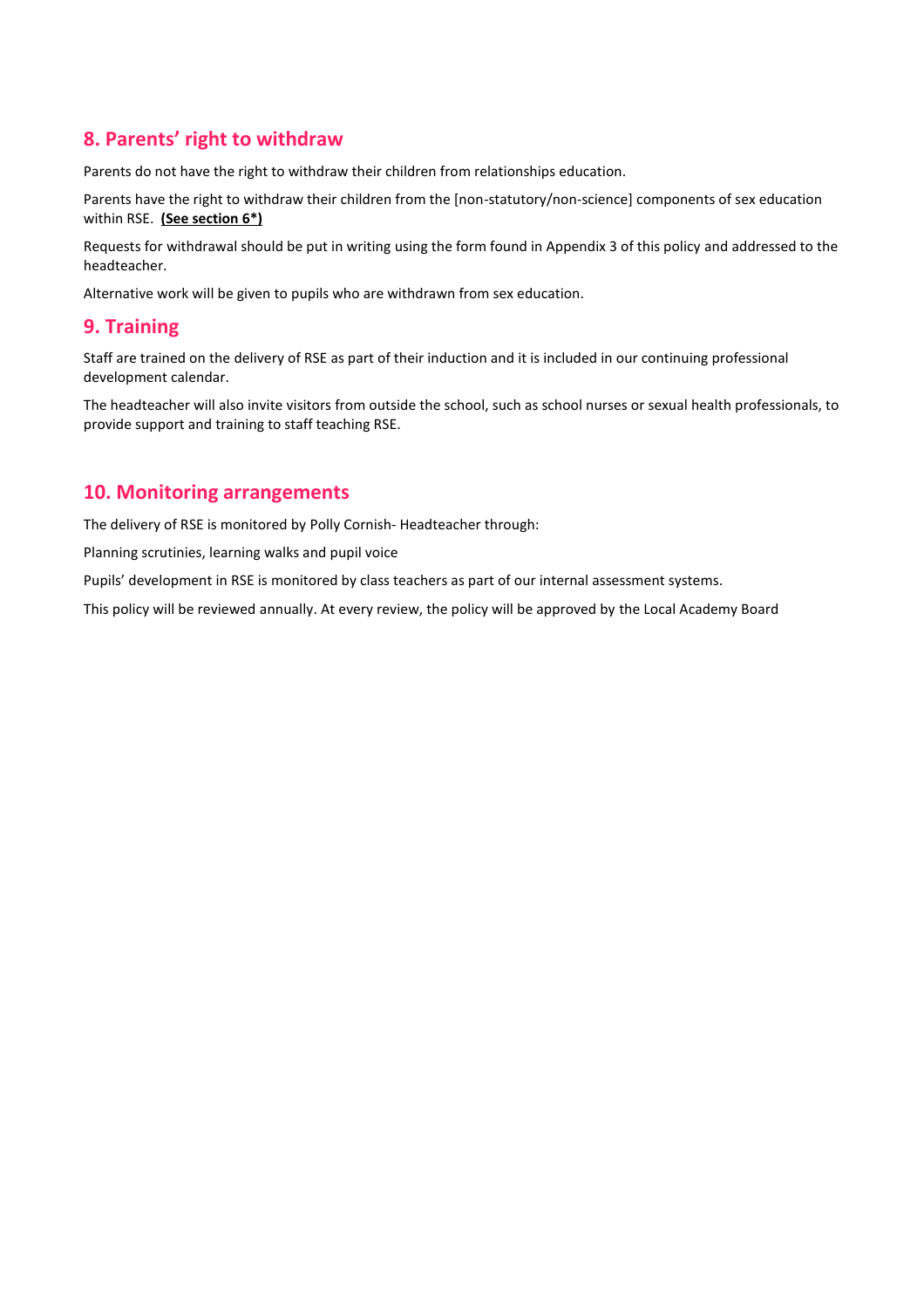## 8. Parents' right to withdraw

Parents do not have the right to withdraw their children from relationships education.

Parents have the right to withdraw their children from the [non-statutory/non-science] components of sex education within RSE. **(See section 6*)**

Requests for withdrawal should be put in writing using the form found in Appendix 3 of this policy and addressed to the headteacher.

Alternative work will be given to pupils who are withdrawn from sex education.

## 9. Training

Staff are trained on the delivery of RSE as part of their induction and it is included in our continuing professional development calendar.

The headteacher will also invite visitors from outside the school, such as school nurses or sexual health professionals, to provide support and training to staff teaching RSE.

## 10. Monitoring arrangements

The delivery of RSE is monitored by Polly Cornish- Headteacher through:

Planning scrutinies, learning walks and pupil voice

Pupils' development in RSE is monitored by class teachers as part of our internal assessment systems.

This policy will be reviewed annually. At every review, the policy will be approved by the Local Academy Board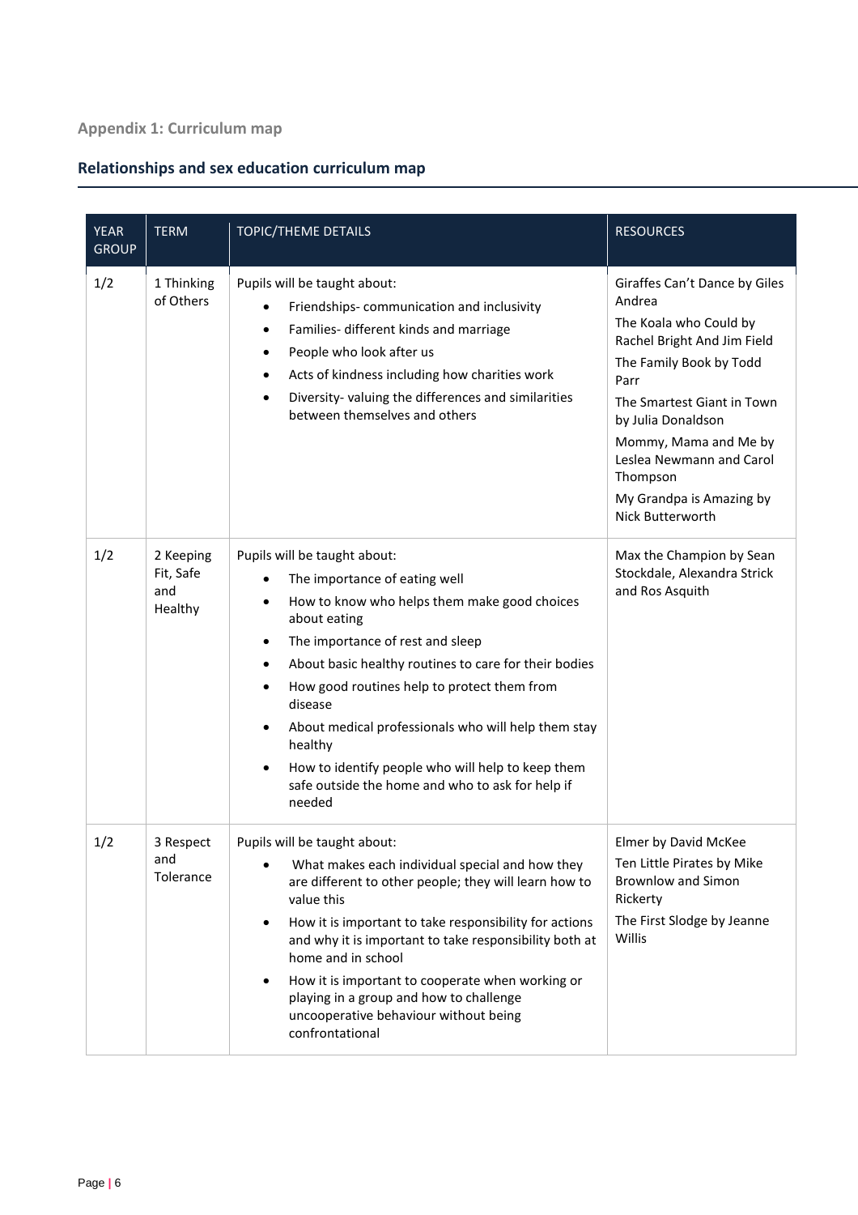## Appendix 1: Curriculum map

## Relationships and sex education curriculum map

| YEAR GROUP | TERM | TOPIC/THEME DETAILS | RESOURCES |
|---|---|---|---|
| 1/2 | 1 Thinking of Others | Pupils will be taught about:<br>• Friendships- communication and inclusivity<br>• Families- different kinds and marriage<br>• People who look after us<br>• Acts of kindness including how charities work<br>• Diversity- valuing the differences and similarities between themselves and others | Giraffes Can't Dance by Giles Andrea<br>The Koala who Could by Rachel Bright And Jim Field<br>The Family Book by Todd Parr<br>The Smartest Giant in Town by Julia Donaldson<br>Mommy, Mama and Me by Leslea Newmann and Carol Thompson<br>My Grandpa is Amazing by Nick Butterworth |
| 1/2 | 2 Keeping Fit, Safe and Healthy | Pupils will be taught about:<br>• The importance of eating well<br>• How to know who helps them make good choices about eating<br>• The importance of rest and sleep<br>• About basic healthy routines to care for their bodies<br>• How good routines help to protect them from disease<br>• About medical professionals who will help them stay healthy<br>• How to identify people who will help to keep them safe outside the home and who to ask for help if needed | Max the Champion by Sean Stockdale, Alexandra Strick and Ros Asquith |
| 1/2 | 3 Respect and Tolerance | Pupils will be taught about:<br>• What makes each individual special and how they are different to other people; they will learn how to value this<br>• How it is important to take responsibility for actions and why it is important to take responsibility both at home and in school<br>• How it is important to cooperate when working or playing in a group and how to challenge uncooperative behaviour without being confrontational | Elmer by David McKee<br>Ten Little Pirates by Mike Brownlow and Simon Rickerty<br>The First Slodge by Jeanne Willis |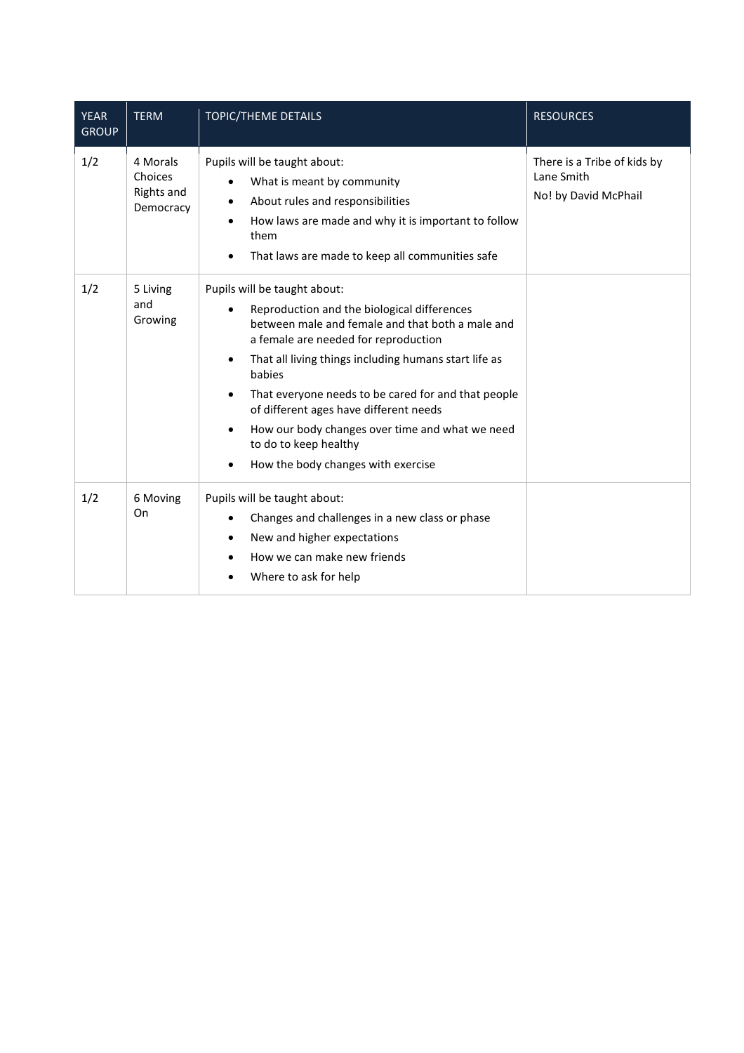| YEAR GROUP | TERM | TOPIC/THEME DETAILS | RESOURCES |
|---|---|---|---|
| 1/2 | 4 Morals Choices Rights and Democracy | Pupils will be taught about:<br>• What is meant by community<br>• About rules and responsibilities<br>• How laws are made and why it is important to follow them<br>• That laws are made to keep all communities safe | There is a Tribe of kids by Lane Smith<br>No! by David McPhail |
| 1/2 | 5 Living and Growing | Pupils will be taught about:<br>• Reproduction and the biological differences between male and female and that both a male and a female are needed for reproduction<br>• That all living things including humans start life as babies<br>• That everyone needs to be cared for and that people of different ages have different needs<br>• How our body changes over time and what we need to do to keep healthy<br>• How the body changes with exercise | |
| 1/2 | 6 Moving On | Pupils will be taught about:<br>• Changes and challenges in a new class or phase<br>• New and higher expectations<br>• How we can make new friends<br>• Where to ask for help | |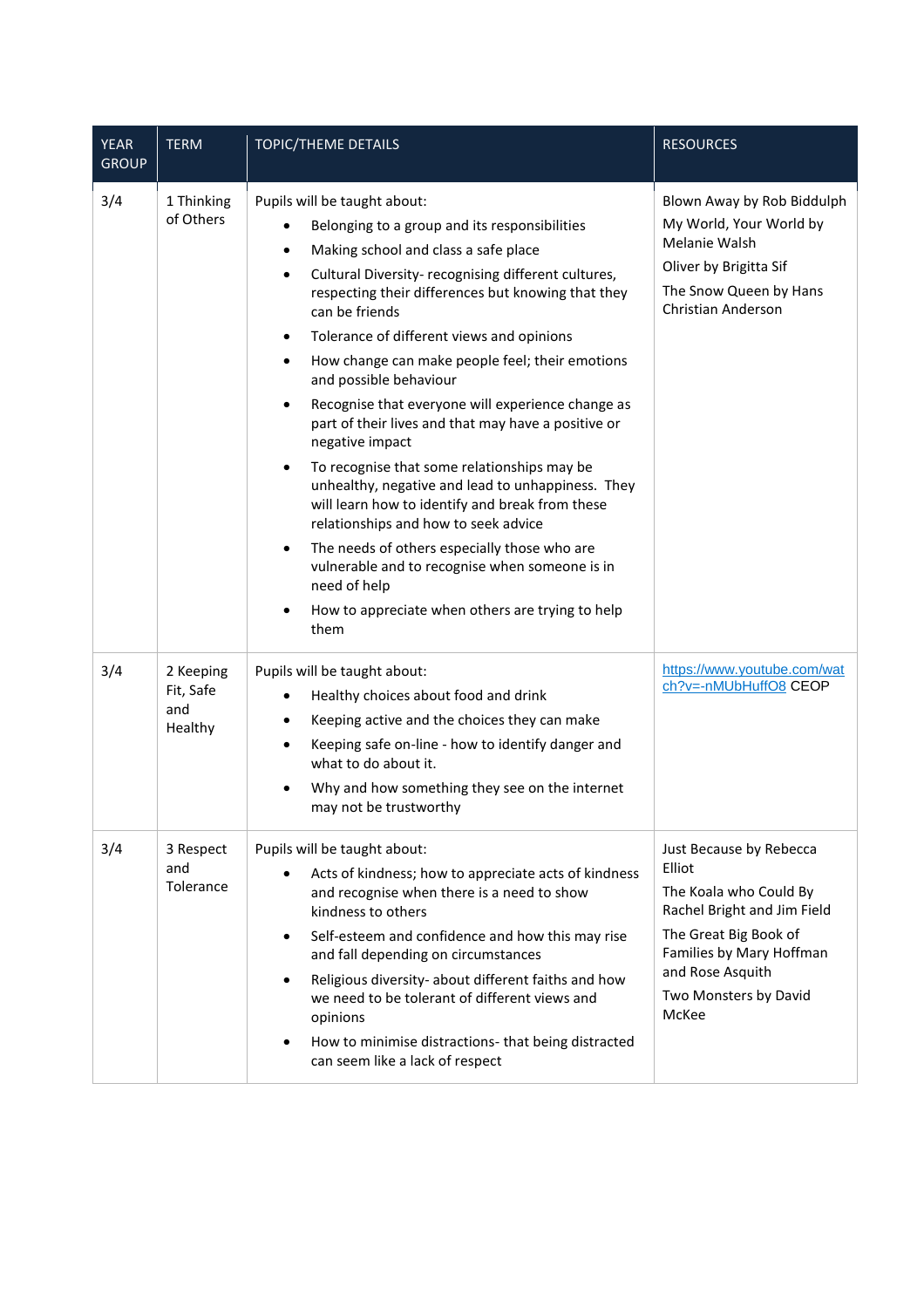| YEAR GROUP | TERM | TOPIC/THEME DETAILS | RESOURCES |
|---|---|---|---|
| 3/4 | 1 Thinking of Others | Pupils will be taught about:<br>• Belonging to a group and its responsibilities<br>• Making school and class a safe place<br>• Cultural Diversity- recognising different cultures, respecting their differences but knowing that they can be friends<br>• Tolerance of different views and opinions<br>• How change can make people feel; their emotions and possible behaviour<br>• Recognise that everyone will experience change as part of their lives and that may have a positive or negative impact<br>• To recognise that some relationships may be unhealthy, negative and lead to unhappiness. They will learn how to identify and break from these relationships and how to seek advice<br>• The needs of others especially those who are vulnerable and to recognise when someone is in need of help<br>• How to appreciate when others are trying to help them | Blown Away by Rob Biddulph<br>My World, Your World by Melanie Walsh<br>Oliver by Brigitta Sif<br>The Snow Queen by Hans Christian Anderson |
| 3/4 | 2 Keeping Fit, Safe and Healthy | Pupils will be taught about:<br>• Healthy choices about food and drink<br>• Keeping active and the choices they can make<br>• Keeping safe on-line - how to identify danger and what to do about it.<br>• Why and how something they see on the internet may not be trustworthy | https://www.youtube.com/watch?v=-nMUbHuffO8 CEOP |
| 3/4 | 3 Respect and Tolerance | Pupils will be taught about:<br>• Acts of kindness; how to appreciate acts of kindness and recognise when there is a need to show kindness to others<br>• Self-esteem and confidence and how this may rise and fall depending on circumstances<br>• Religious diversity- about different faiths and how we need to be tolerant of different views and opinions<br>• How to minimise distractions- that being distracted can seem like a lack of respect | Just Because by Rebecca Elliot<br>The Koala who Could By Rachel Bright and Jim Field<br>The Great Big Book of Families by Mary Hoffman and Rose Asquith<br>Two Monsters by David McKee |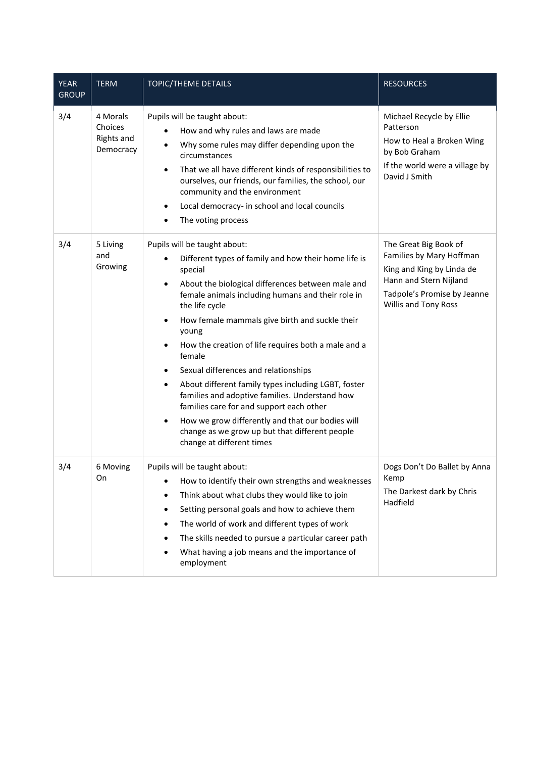| YEAR GROUP | TERM | TOPIC/THEME DETAILS | RESOURCES |
|---|---|---|---|
| 3/4 | 4 Morals Choices Rights and Democracy | Pupils will be taught about:<br>• How and why rules and laws are made<br>• Why some rules may differ depending upon the circumstances<br>• That we all have different kinds of responsibilities to ourselves, our friends, our families, the school, our community and the environment<br>• Local democracy- in school and local councils<br>• The voting process | Michael Recycle by Ellie Patterson<br>How to Heal a Broken Wing by Bob Graham<br>If the world were a village by David J Smith |
| 3/4 | 5 Living and Growing | Pupils will be taught about:<br>• Different types of family and how their home life is special<br>• About the biological differences between male and female animals including humans and their role in the life cycle<br>• How female mammals give birth and suckle their young<br>• How the creation of life requires both a male and a female<br>• Sexual differences and relationships<br>• About different family types including LGBT, foster families and adoptive families. Understand how families care for and support each other<br>• How we grow differently and that our bodies will change as we grow up but that different people change at different times | The Great Big Book of Families by Mary Hoffman<br>King and King by Linda de Hann and Stern Nijland<br>Tadpole's Promise by Jeanne Willis and Tony Ross |
| 3/4 | 6 Moving On | Pupils will be taught about:<br>• How to identify their own strengths and weaknesses<br>• Think about what clubs they would like to join<br>• Setting personal goals and how to achieve them<br>• The world of work and different types of work<br>• The skills needed to pursue a particular career path<br>• What having a job means and the importance of employment | Dogs Don't Do Ballet by Anna Kemp<br>The Darkest dark by Chris Hadfield |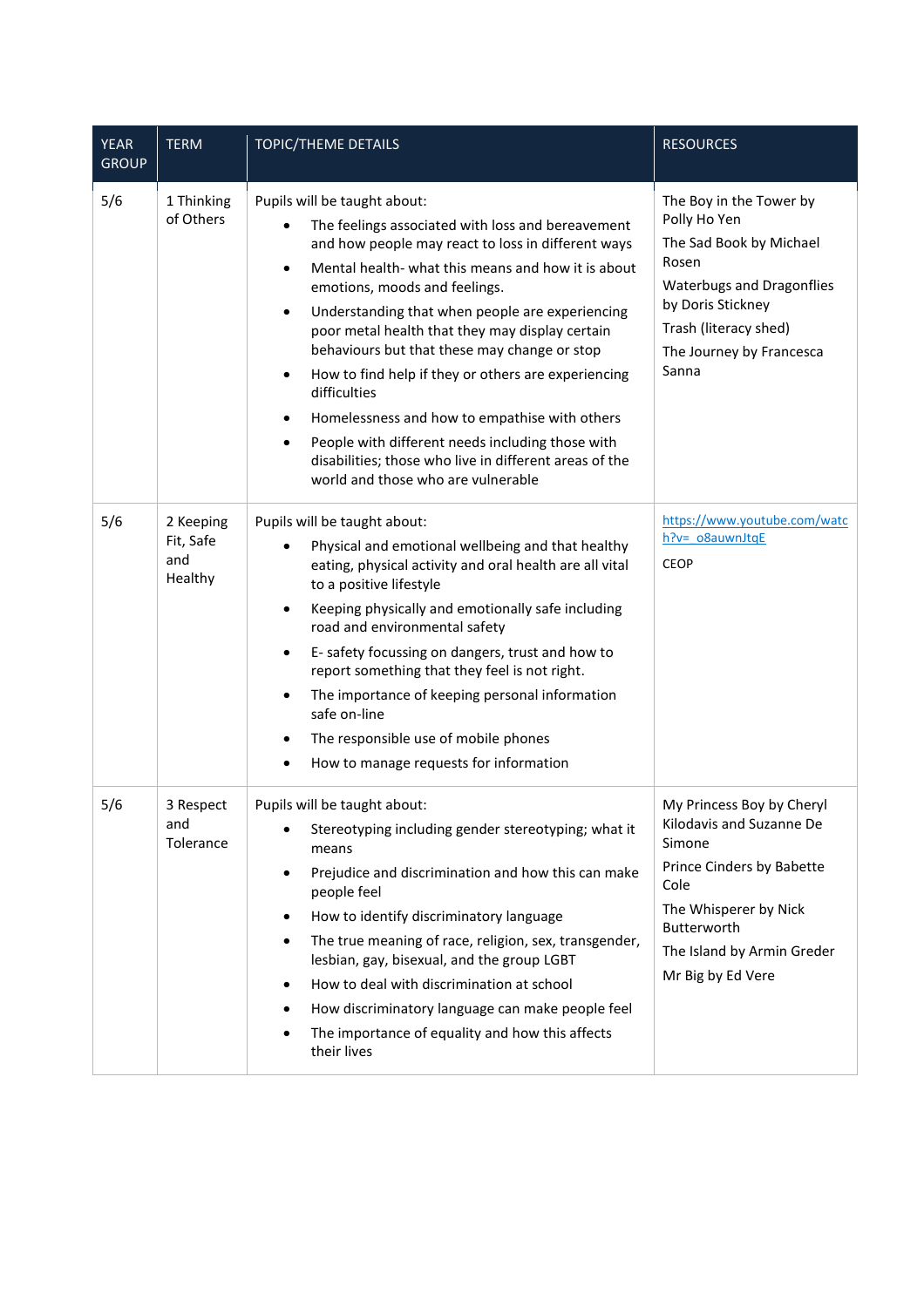| YEAR GROUP | TERM | TOPIC/THEME DETAILS | RESOURCES |
|---|---|---|---|
| 5/6 | 1 Thinking of Others | Pupils will be taught about:<br>• The feelings associated with loss and bereavement and how people may react to loss in different ways<br>• Mental health- what this means and how it is about emotions, moods and feelings.<br>• Understanding that when people are experiencing poor metal health that they may display certain behaviours but that these may change or stop<br>• How to find help if they or others are experiencing difficulties<br>• Homelessness and how to empathise with others<br>• People with different needs including those with disabilities; those who live in different areas of the world and those who are vulnerable | The Boy in the Tower by Polly Ho Yen<br>The Sad Book by Michael Rosen<br>Waterbugs and Dragonflies by Doris Stickney<br>Trash (literacy shed)<br>The Journey by Francesca Sanna |
| 5/6 | 2 Keeping Fit, Safe and Healthy | Pupils will be taught about:<br>• Physical and emotional wellbeing and that healthy eating, physical activity and oral health are all vital to a positive lifestyle<br>• Keeping physically and emotionally safe including road and environmental safety<br>• E- safety focussing on dangers, trust and how to report something that they feel is not right.<br>• The importance of keeping personal information safe on-line<br>• The responsible use of mobile phones<br>• How to manage requests for information | https://www.youtube.com/watch?v=_o8auwnJtqE<br>CEOP |
| 5/6 | 3 Respect and Tolerance | Pupils will be taught about:<br>• Stereotyping including gender stereotyping; what it means<br>• Prejudice and discrimination and how this can make people feel<br>• How to identify discriminatory language<br>• The true meaning of race, religion, sex, transgender, lesbian, gay, bisexual, and the group LGBT<br>• How to deal with discrimination at school<br>• How discriminatory language can make people feel<br>• The importance of equality and how this affects their lives | My Princess Boy by Cheryl Kilodavis and Suzanne De Simone<br>Prince Cinders by Babette Cole<br>The Whisperer by Nick Butterworth<br>The Island by Armin Greder<br>Mr Big by Ed Vere |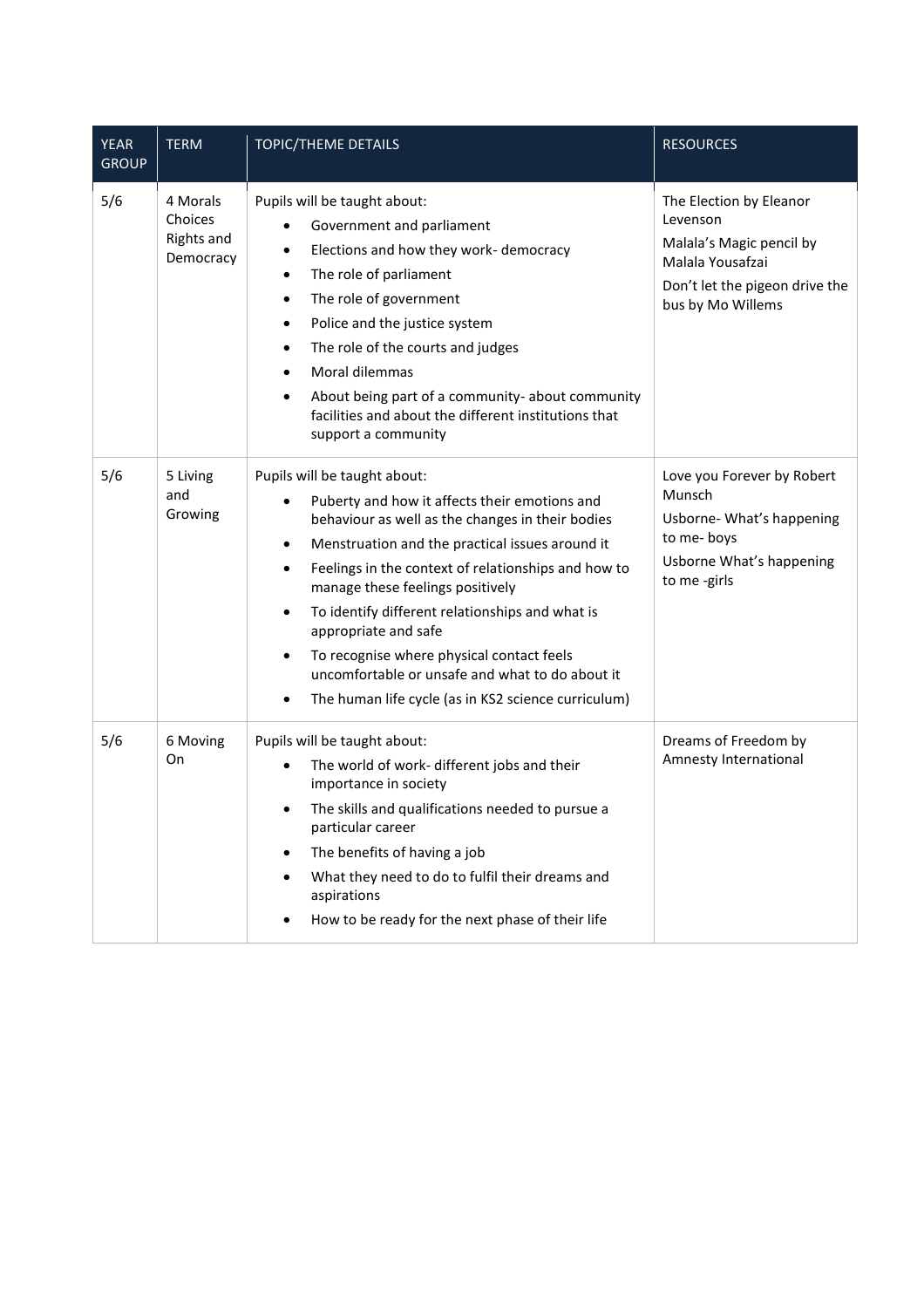| YEAR GROUP | TERM | TOPIC/THEME DETAILS | RESOURCES |
|---|---|---|---|
| 5/6 | 4 Morals Choices Rights and Democracy | Pupils will be taught about:<br>• Government and parliament<br>• Elections and how they work- democracy<br>• The role of parliament<br>• The role of government<br>• Police and the justice system<br>• The role of the courts and judges<br>• Moral dilemmas<br>• About being part of a community- about community facilities and about the different institutions that support a community | The Election by Eleanor Levenson<br>Malala's Magic pencil by Malala Yousafzai<br>Don't let the pigeon drive the bus by Mo Willems |
| 5/6 | 5 Living and Growing | Pupils will be taught about:<br>• Puberty and how it affects their emotions and behaviour as well as the changes in their bodies<br>• Menstruation and the practical issues around it<br>• Feelings in the context of relationships and how to manage these feelings positively<br>• To identify different relationships and what is appropriate and safe<br>• To recognise where physical contact feels uncomfortable or unsafe and what to do about it<br>• The human life cycle (as in KS2 science curriculum) | Love you Forever by Robert Munsch<br>Usborne- What's happening to me- boys<br>Usborne What's happening to me -girls |
| 5/6 | 6 Moving On | Pupils will be taught about:<br>• The world of work- different jobs and their importance in society<br>• The skills and qualifications needed to pursue a particular career<br>• The benefits of having a job<br>• What they need to do to fulfil their dreams and aspirations<br>• How to be ready for the next phase of their life | Dreams of Freedom by Amnesty International |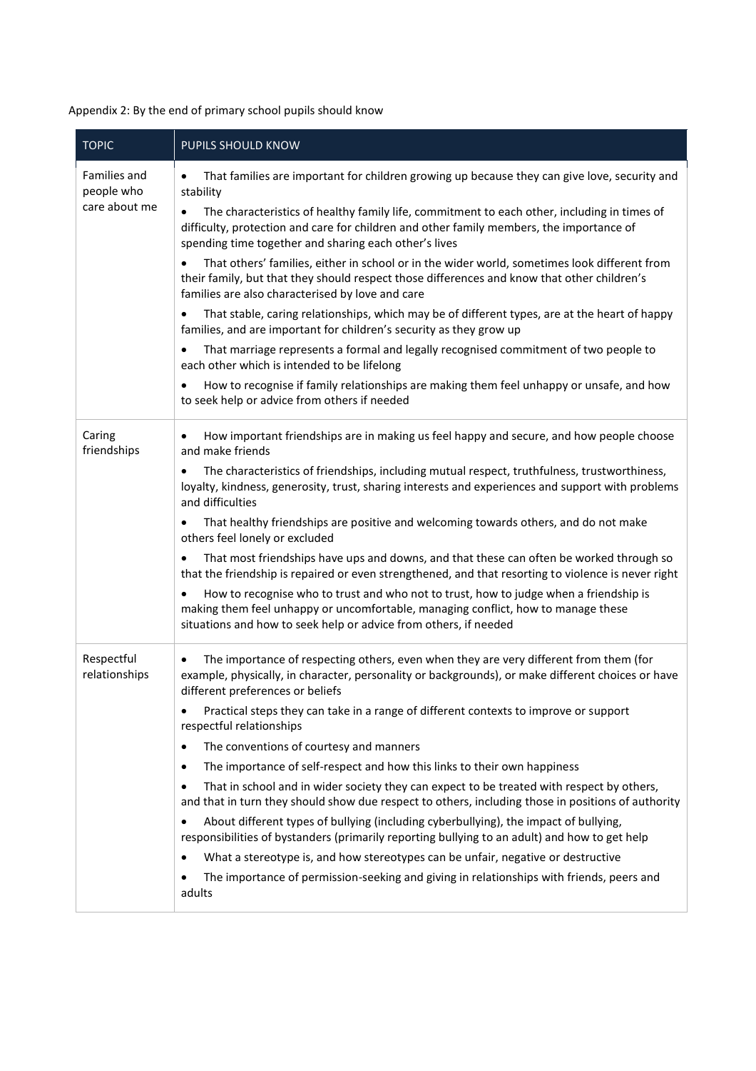Appendix 2: By the end of primary school pupils should know

| TOPIC | PUPILS SHOULD KNOW |
|---|---|
| Families and people who care about me | • That families are important for children growing up because they can give love, security and stability<br>• The characteristics of healthy family life, commitment to each other, including in times of difficulty, protection and care for children and other family members, the importance of spending time together and sharing each other's lives<br>• That others' families, either in school or in the wider world, sometimes look different from their family, but that they should respect those differences and know that other children's families are also characterised by love and care<br>• That stable, caring relationships, which may be of different types, are at the heart of happy families, and are important for children's security as they grow up<br>• That marriage represents a formal and legally recognised commitment of two people to each other which is intended to be lifelong<br>• How to recognise if family relationships are making them feel unhappy or unsafe, and how to seek help or advice from others if needed |
| Caring friendships | • How important friendships are in making us feel happy and secure, and how people choose and make friends<br>• The characteristics of friendships, including mutual respect, truthfulness, trustworthiness, loyalty, kindness, generosity, trust, sharing interests and experiences and support with problems and difficulties<br>• That healthy friendships are positive and welcoming towards others, and do not make others feel lonely or excluded<br>• That most friendships have ups and downs, and that these can often be worked through so that the friendship is repaired or even strengthened, and that resorting to violence is never right<br>• How to recognise who to trust and who not to trust, how to judge when a friendship is making them feel unhappy or uncomfortable, managing conflict, how to manage these situations and how to seek help or advice from others, if needed |
| Respectful relationships | • The importance of respecting others, even when they are very different from them (for example, physically, in character, personality or backgrounds), or make different choices or have different preferences or beliefs<br>• Practical steps they can take in a range of different contexts to improve or support respectful relationships<br>• The conventions of courtesy and manners<br>• The importance of self-respect and how this links to their own happiness<br>• That in school and in wider society they can expect to be treated with respect by others, and that in turn they should show due respect to others, including those in positions of authority<br>• About different types of bullying (including cyberbullying), the impact of bullying, responsibilities of bystanders (primarily reporting bullying to an adult) and how to get help<br>• What a stereotype is, and how stereotypes can be unfair, negative or destructive<br>• The importance of permission-seeking and giving in relationships with friends, peers and adults |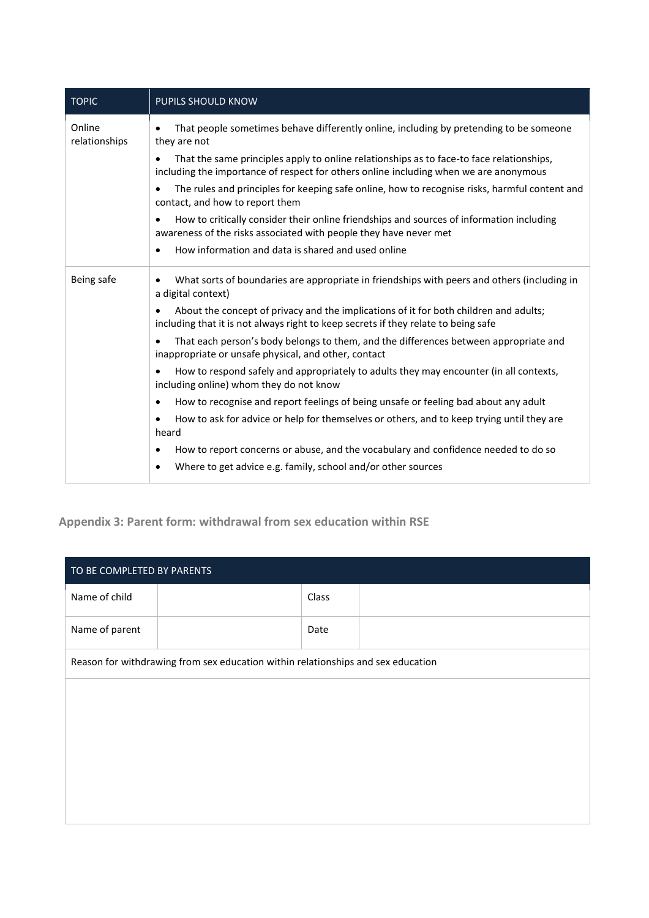| TOPIC | PUPILS SHOULD KNOW |
|---|---|
| Online relationships | • That people sometimes behave differently online, including by pretending to be someone they are not<br>• That the same principles apply to online relationships as to face-to face relationships, including the importance of respect for others online including when we are anonymous<br>• The rules and principles for keeping safe online, how to recognise risks, harmful content and contact, and how to report them<br>• How to critically consider their online friendships and sources of information including awareness of the risks associated with people they have never met<br>• How information and data is shared and used online |
| Being safe | • What sorts of boundaries are appropriate in friendships with peers and others (including in a digital context)<br>• About the concept of privacy and the implications of it for both children and adults; including that it is not always right to keep secrets if they relate to being safe<br>• That each person's body belongs to them, and the differences between appropriate and inappropriate or unsafe physical, and other, contact<br>• How to respond safely and appropriately to adults they may encounter (in all contexts, including online) whom they do not know<br>• How to recognise and report feelings of being unsafe or feeling bad about any adult<br>• How to ask for advice or help for themselves or others, and to keep trying until they are heard<br>• How to report concerns or abuse, and the vocabulary and confidence needed to do so<br>• Where to get advice e.g. family, school and/or other sources |

## Appendix 3: Parent form: withdrawal from sex education within RSE

| TO BE COMPLETED BY PARENTS | | | |
|---|---|---|---|
| Name of child | | Class | |
| Name of parent | | Date | |
| Reason for withdrawing from sex education within relationships and sex education | | | |
| | | | |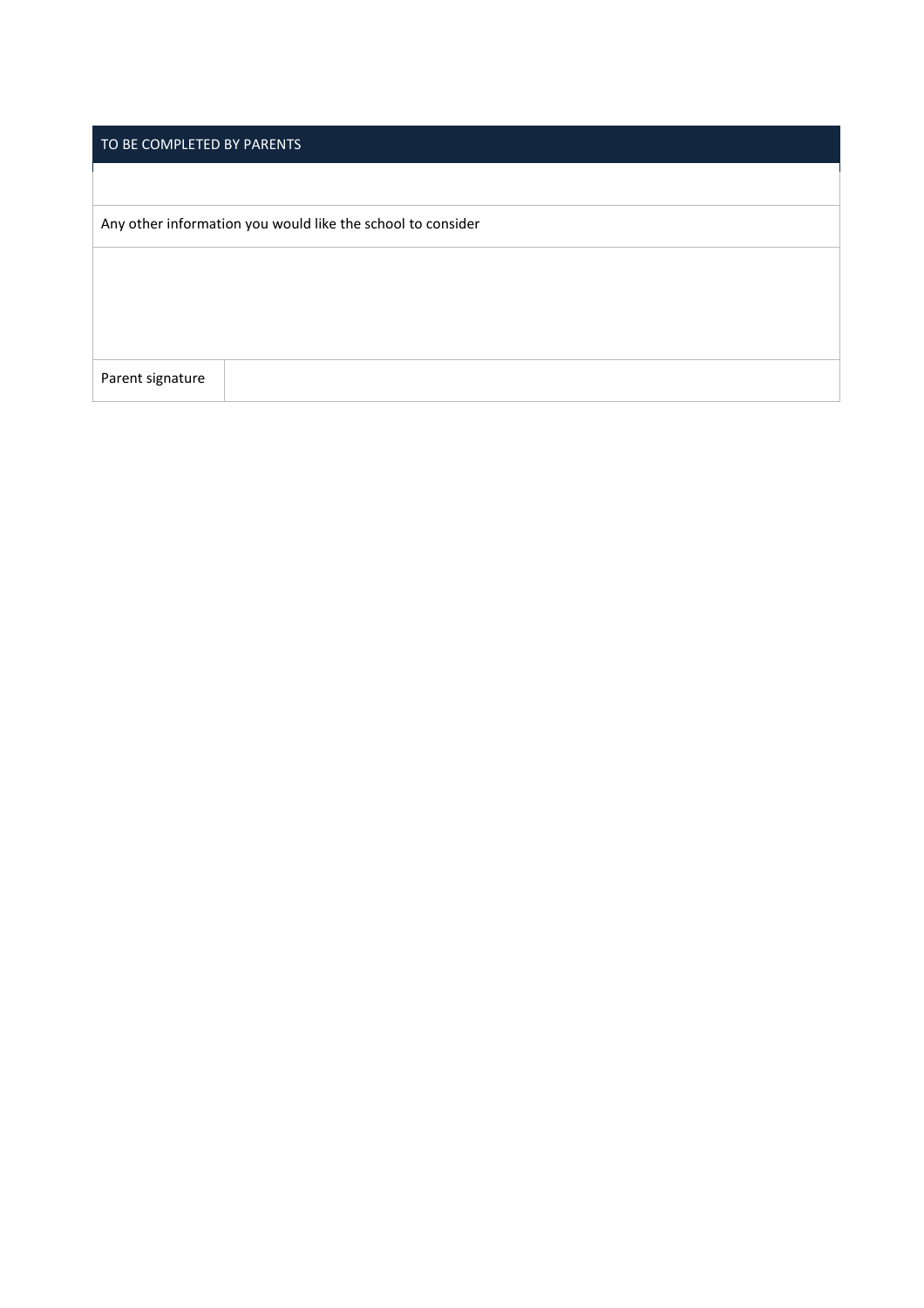| TO BE COMPLETED BY PARENTS | |
| --- | --- |
| | |
| Any other information you would like the school to consider | |
| | |
| Parent signature | |